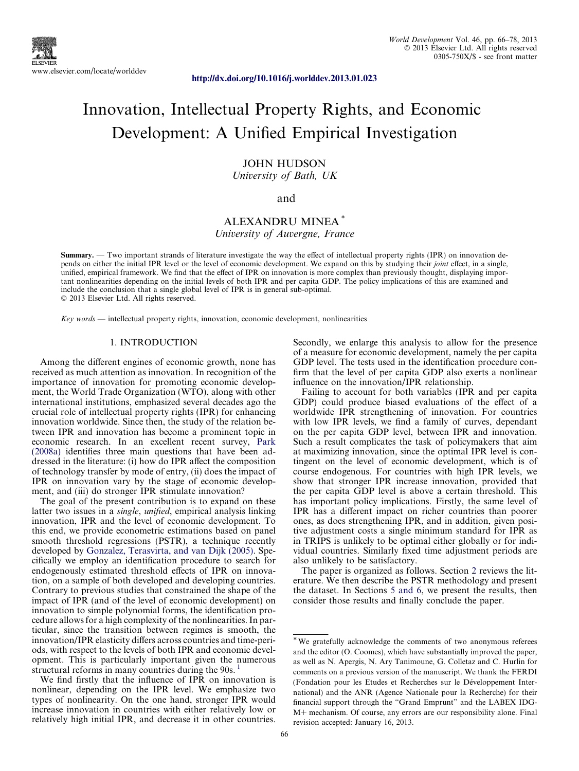http://dx.doi.org/10.1016/j.worlddev.2013.01.023

# Innovation, Intellectual Property Rights, and Economic Development: A Unified Empirical Investigation

JOHN HUDSON
*University of Bath, UK*

and

ALEXANDRU MINEA [*]
*University of Auvergne, France*

**Summary.** — Two important strands of literature investigate the way the effect of intellectual property rights (IPR) on innovation depends on either the initial IPR level or the level of economic development. We expand on this by studying their *joint* effect, in a single, unified, empirical framework. We find that the effect of IPR on innovation is more complex than previously thought, displaying important nonlinearities depending on the initial levels of both IPR and per capita GDP. The policy implications of this are examined and include the conclusion that a single global level of IPR is in general sub-optimal.
© 2013 Elsevier Ltd. All rights reserved.

*Key words* — intellectual property rights, innovation, economic development, nonlinearities

## 1. INTRODUCTION

Among the different engines of economic growth, none has received as much attention as innovation. In recognition of the importance of innovation for promoting economic development, the World Trade Organization (WTO), along with other international institutions, emphasized several decades ago the crucial role of intellectual property rights (IPR) for enhancing innovation worldwide. Since then, the study of the relation between IPR and innovation has become a prominent topic in economic research. In an excellent recent survey, Park (2008a) identifies three main questions that have been addressed in the literature: (i) how do IPR affect the composition of technology transfer by mode of entry, (ii) does the impact of IPR on innovation vary by the stage of economic development, and (iii) do stronger IPR stimulate innovation?

The goal of the present contribution is to expand on these latter two issues in a *single*, *unified*, empirical analysis linking innovation, IPR and the level of economic development. To this end, we provide econometric estimations based on panel smooth threshold regressions (PSTR), a technique recently developed by Gonzalez, Terasvirta, and van Dijk (2005). Specifically we employ an identification procedure to search for endogenously estimated threshold effects of IPR on innovation, on a sample of both developed and developing countries. Contrary to previous studies that constrained the shape of the impact of IPR (and of the level of economic development) on innovation to simple polynomial forms, the identification procedure allows for a high complexity of the nonlinearities. In particular, since the transition between regimes is smooth, the innovation/IPR elasticity differs across countries and time-periods, with respect to the levels of both IPR and economic development. This is particularly important given the numerous structural reforms in many countries during the 90s. [1]

We find firstly that the influence of IPR on innovation is nonlinear, depending on the IPR level. We emphasize two types of nonlinearity. On the one hand, stronger IPR would increase innovation in countries with either relatively low or relatively high initial IPR, and decrease it in other countries. Secondly, we enlarge this analysis to allow for the presence of a measure for economic development, namely the per capita GDP level. The tests used in the identification procedure confirm that the level of per capita GDP also exerts a nonlinear influence on the innovation/IPR relationship.

Failing to account for both variables (IPR and per capita GDP) could produce biased evaluations of the effect of a worldwide IPR strengthening of innovation. For countries with low IPR levels, we find a family of curves, dependant on the per capita GDP level, between IPR and innovation. Such a result complicates the task of policymakers that aim at maximizing innovation, since the optimal IPR level is contingent on the level of economic development, which is of course endogenous. For countries with high IPR levels, we show that stronger IPR increase innovation, provided that the per capita GDP level is above a certain threshold. This has important policy implications. Firstly, the same level of IPR has a different impact on richer countries than poorer ones, as does strengthening IPR, and in addition, given positive adjustment costs a single minimum standard for IPR as in TRIPS is unlikely to be optimal either globally or for individual countries. Similarly fixed time adjustment periods are also unlikely to be satisfactory.

The paper is organized as follows. Section 2 reviews the literature. We then describe the PSTR methodology and present the dataset. In Sections 5 and 6, we present the results, then consider those results and finally conclude the paper.

---

[*] We gratefully acknowledge the comments of two anonymous referees and the editor (O. Coomes), which have substantially improved the paper, as well as N. Apergis, N. Ary Tanimoune, G. Colletaz and C. Hurlin for comments on a previous version of the manuscript. We thank the FERDI (Fondation pour les Etudes et Recherches sur le Développement International) and the ANR (Agence Nationale pour la Recherche) for their financial support through the "Grand Emprunt" and the LABEX IDGM+ mechanism. Of course, any errors are our responsibility alone. Final revision accepted: January 16, 2013.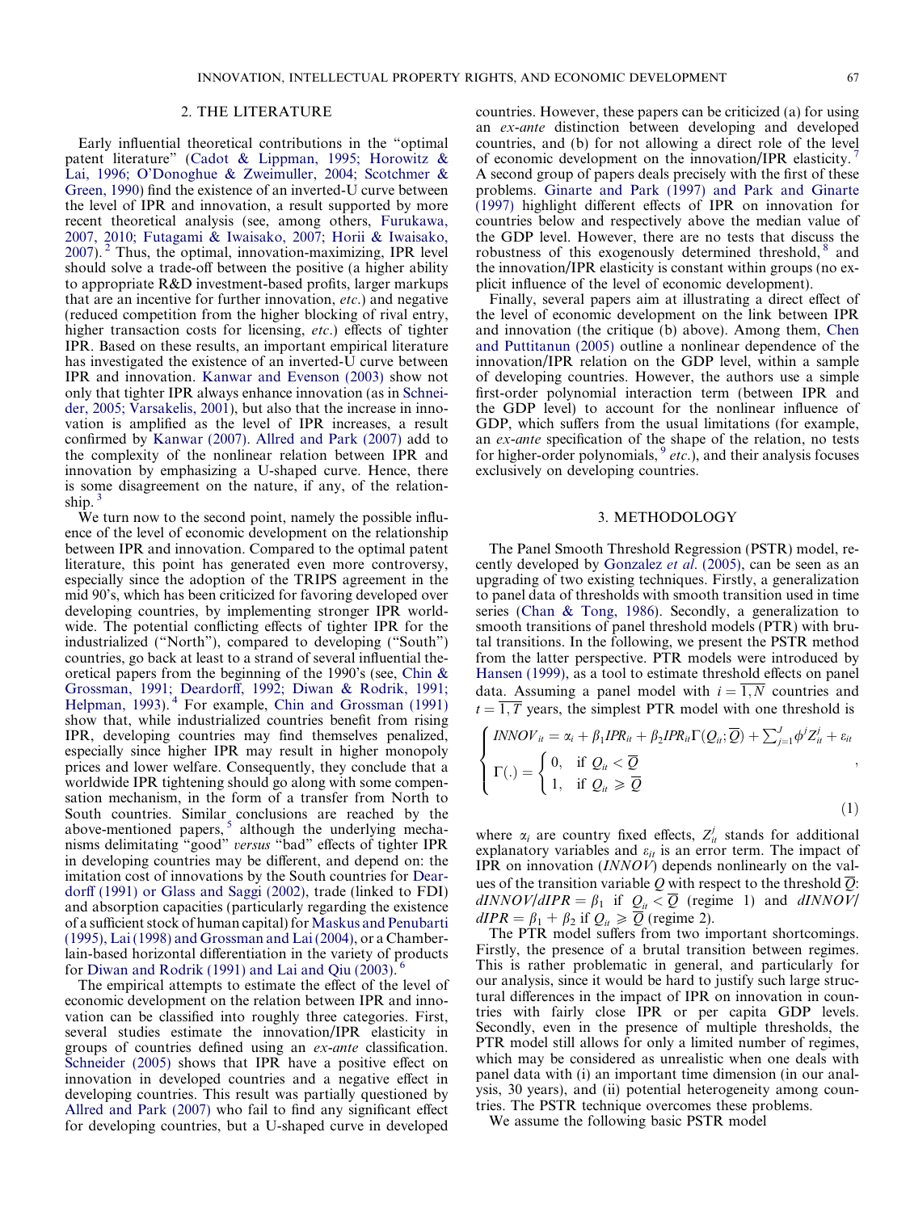## 2. THE LITERATURE

Early influential theoretical contributions in the "optimal patent literature" (Cadot & Lippman, 1995; Horowitz & Lai, 1996; O'Donoghue & Zweimuller, 2004; Scotchmer & Green, 1990) find the existence of an inverted-U curve between the level of IPR and innovation, a result supported by more recent theoretical analysis (see, among others, Furukawa, 2007, 2010; Futagami & Iwaisako, 2007; Horii & Iwaisako, 2007).[2] Thus, the optimal, innovation-maximizing, IPR level should solve a trade-off between the positive (a higher ability to appropriate R&D investment-based profits, larger markups that are an incentive for further innovation, *etc.*) and negative (reduced competition from the higher blocking of rival entry, higher transaction costs for licensing, *etc.*) effects of tighter IPR. Based on these results, an important empirical literature has investigated the existence of an inverted-U curve between IPR and innovation. Kanwar and Evenson (2003) show not only that tighter IPR always enhance innovation (as in Schneider, 2005; Varsakelis, 2001), but also that the increase in innovation is amplified as the level of IPR increases, a result confirmed by Kanwar (2007). Allred and Park (2007) add to the complexity of the nonlinear relation between IPR and innovation by emphasizing a U-shaped curve. Hence, there is some disagreement on the nature, if any, of the relationship.[3]

We turn now to the second point, namely the possible influence of the level of economic development on the relationship between IPR and innovation. Compared to the optimal patent literature, this point has generated even more controversy, especially since the adoption of the TRIPS agreement in the mid 90's, which has been criticized for favoring developed over developing countries, by implementing stronger IPR worldwide. The potential conflicting effects of tighter IPR for the industrialized ("North"), compared to developing ("South") countries, go back at least to a strand of several influential theoretical papers from the beginning of the 1990's (see, Chin & Grossman, 1991; Deardorff, 1992; Diwan & Rodrik, 1991; Helpman, 1993).[4] For example, Chin and Grossman (1991) show that, while industrialized countries benefit from rising IPR, developing countries may find themselves penalized, especially since higher IPR may result in higher monopoly prices and lower welfare. Consequently, they conclude that a worldwide IPR tightening should go along with some compensation mechanism, in the form of a transfer from North to South countries. Similar conclusions are reached by the above-mentioned papers,[5] although the underlying mechanisms delimitating "good" *versus* "bad" effects of tighter IPR in developing countries may be different, and depend on: the imitation cost of innovations by the South countries for Deardorff (1991) or Glass and Saggi (2002), trade (linked to FDI) and absorption capacities (particularly regarding the existence of a sufficient stock of human capital) for Maskus and Penubarti (1995), Lai (1998) and Grossman and Lai (2004), or a Chamberlain-based horizontal differentiation in the variety of products for Diwan and Rodrik (1991) and Lai and Qiu (2003).[6]

The empirical attempts to estimate the effect of the level of economic development on the relation between IPR and innovation can be classified into roughly three categories. First, several studies estimate the innovation/IPR elasticity in groups of countries defined using an *ex-ante* classification. Schneider (2005) shows that IPR have a positive effect on innovation in developed countries and a negative effect in developing countries. This result was partially questioned by Allred and Park (2007) who fail to find any significant effect for developing countries, but a U-shaped curve in developed countries. However, these papers can be criticized (a) for using an *ex-ante* distinction between developing and developed countries, and (b) for not allowing a direct role of the level of economic development on the innovation/IPR elasticity.[7] A second group of papers deals precisely with the first of these problems. Ginarte and Park (1997) and Park and Ginarte (1997) highlight different effects of IPR on innovation for countries below and respectively above the median value of the GDP level. However, there are no tests that discuss the robustness of this exogenously determined threshold,[8] and the innovation/IPR elasticity is constant within groups (no explicit influence of the level of economic development).

Finally, several papers aim at illustrating a direct effect of the level of economic development on the link between IPR and innovation (the critique (b) above). Among them, Chen and Puttitanun (2005) outline a nonlinear dependence of the innovation/IPR relation on the GDP level, within a sample of developing countries. However, the authors use a simple first-order polynomial interaction term (between IPR and the GDP level) to account for the nonlinear influence of GDP, which suffers from the usual limitations (for example, an *ex-ante* specification of the shape of the relation, no tests for higher-order polynomials,[9] *etc.*), and their analysis focuses exclusively on developing countries.

## 3. METHODOLOGY

The Panel Smooth Threshold Regression (PSTR) model, recently developed by Gonzalez *et al.* (2005), can be seen as an upgrading of two existing techniques. Firstly, a generalization to panel data of thresholds with smooth transition used in time series (Chan & Tong, 1986). Secondly, a generalization to smooth transitions of panel threshold models (PTR) with brutal transitions. In the following, we present the PSTR method from the latter perspective. PTR models were introduced by Hansen (1999), as a tool to estimate threshold effects on panel data. Assuming a panel model with $i = \overline{1,N}$ countries and $t = \overline{1,T}$ years, the simplest PTR model with one threshold is

$$\begin{cases} INNOV_{it} = \alpha_i + \beta_1 IPR_{it} + \beta_2 IPR_{it}\Gamma(Q_{it};\overline{Q}) + \sum_{j=1}^{J}\phi^j Z_{it}^j + \varepsilon_{it} \\ \Gamma(.) = \begin{cases} 0, & \text{if } Q_{it} < \overline{Q} \\ 1, & \text{if } Q_{it} \geqslant \overline{Q} \end{cases} \end{cases}, \tag{1}$$

where $\alpha_i$ are country fixed effects, $Z_{it}^j$ stands for additional explanatory variables and $\varepsilon_{it}$ is an error term. The impact of IPR on innovation ($INNOV$) depends nonlinearly on the values of the transition variable $Q$ with respect to the threshold $\overline{Q}$: $dINNOV/dIPR = \beta_1$ if $Q_{it} < \overline{Q}$ (regime 1) and $dINNOV/dIPR = \beta_1 + \beta_2$ if $Q_{it} \geqslant \overline{Q}$ (regime 2).

The PTR model suffers from two important shortcomings. Firstly, the presence of a brutal transition between regimes. This is rather problematic in general, and particularly for our analysis, since it would be hard to justify such large structural differences in the impact of IPR on innovation in countries with fairly close IPR or per capita GDP levels. Secondly, even in the presence of multiple thresholds, the PTR model still allows for only a limited number of regimes, which may be considered as unrealistic when one deals with panel data with (i) an important time dimension (in our analysis, 30 years), and (ii) potential heterogeneity among countries. The PSTR technique overcomes these problems.

We assume the following basic PSTR model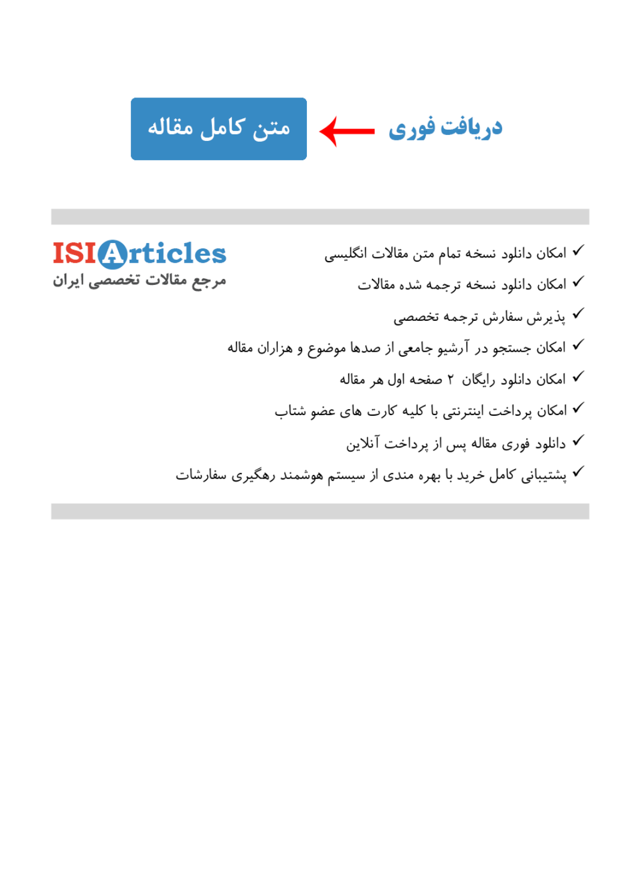دریافت فوری ← متن کامل مقاله

**ISIArticles**
مرجع مقالات تخصصی ایران

- ✓ امکان دانلود نسخه تمام متن مقالات انگلیسی
- ✓ امکان دانلود نسخه ترجمه شده مقالات
- ✓ پذیرش سفارش ترجمه تخصصی
- ✓ امکان جستجو در آرشیو جامعی از صدها موضوع و هزاران مقاله
- ✓ امکان دانلود رایگان ۲ صفحه اول هر مقاله
- ✓ امکان پرداخت اینترنتی با کلیه کارت های عضو شتاب
- ✓ دانلود فوری مقاله پس از پرداخت آنلاین
- ✓ پشتیبانی کامل خرید با بهره مندی از سیستم هوشمند رهگیری سفارشات